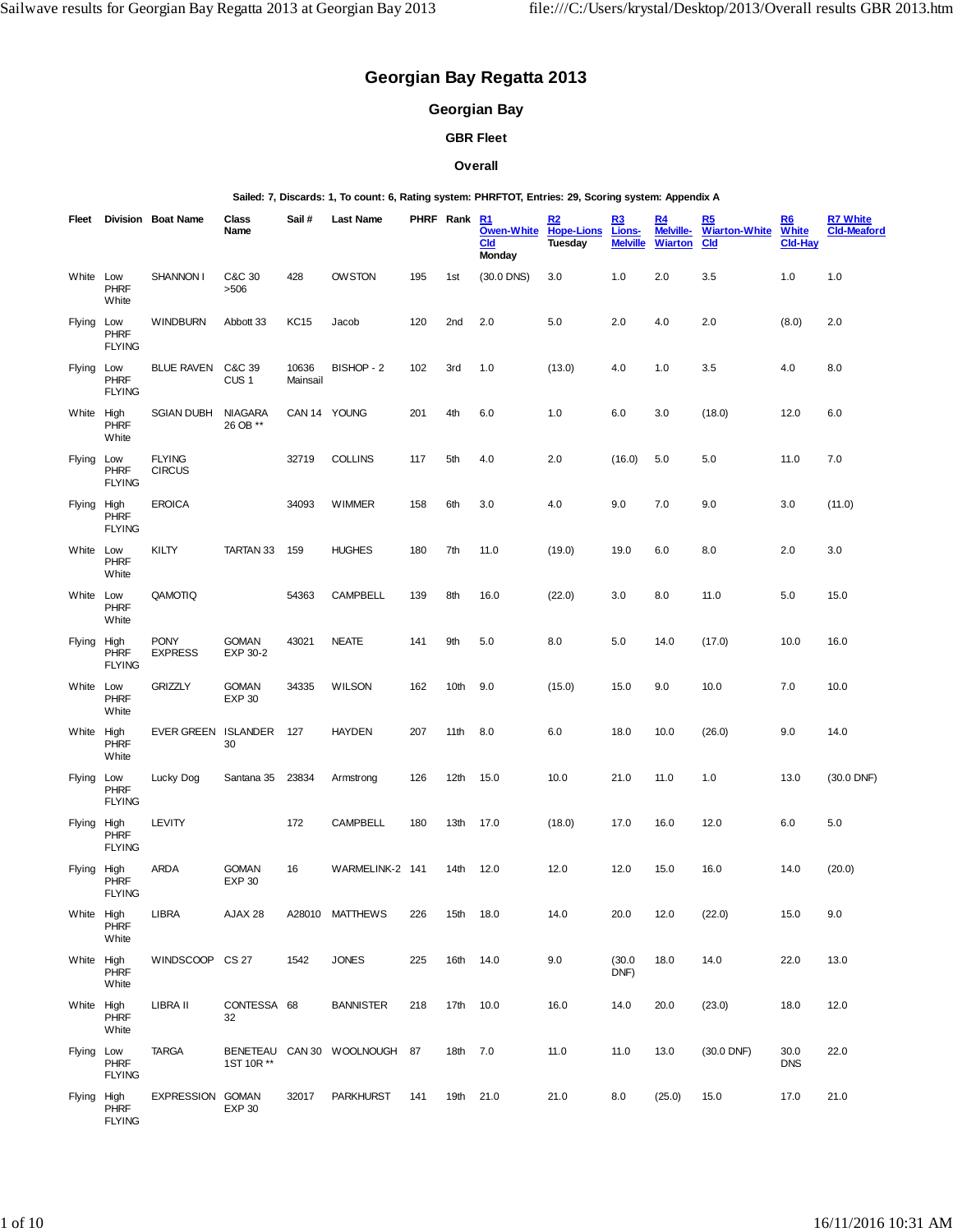# Georgian Bay Regatta 2013

## Georgian Bay

### GBR Fleet

### Overall

**Sailed: 7, Discards: 1, To count: 6, Rating system: PHRFTOT, Entries: 29, Scoring system: Appendix A**

| Fleet | Division | Boat Name | Class Name | Sail # | Last Name | PHRF | Rank | R1 Owen-White Cld Monday | R2 Hope-Lions Tuesday | R3 Lions-Melville | R4 Melville-Wiarton | R5 Wiarton-White Cld | R6 White Cld-Hay | R7 White Cld-Meaford |
|---|---|---|---|---|---|---|---|---|---|---|---|---|---|---|
| White | Low PHRF White | SHANNON I | C&C 30 >506 | 428 | OWSTON | 195 | 1st | (30.0 DNS) | 3.0 | 1.0 | 2.0 | 3.5 | 1.0 | 1.0 |
| Flying | Low PHRF FLYING | WINDBURN | Abbott 33 | KC15 | Jacob | 120 | 2nd | 2.0 | 5.0 | 2.0 | 4.0 | 2.0 | (8.0) | 2.0 |
| Flying | Low PHRF FLYING | BLUE RAVEN | C&C 39 CUS 1 | 10636 Mainsail | BISHOP - 2 | 102 | 3rd | 1.0 | (13.0) | 4.0 | 1.0 | 3.5 | 4.0 | 8.0 |
| White | High PHRF White | SGIAN DUBH | NIAGARA 26 OB ** | CAN 14 | YOUNG | 201 | 4th | 6.0 | 1.0 | 6.0 | 3.0 | (18.0) | 12.0 | 6.0 |
| Flying | Low PHRF FLYING | FLYING CIRCUS | | 32719 | COLLINS | 117 | 5th | 4.0 | 2.0 | (16.0) | 5.0 | 5.0 | 11.0 | 7.0 |
| Flying | High PHRF FLYING | EROICA | | 34093 | WIMMER | 158 | 6th | 3.0 | 4.0 | 9.0 | 7.0 | 9.0 | 3.0 | (11.0) |
| White | Low PHRF White | KILTY | TARTAN 33 | 159 | HUGHES | 180 | 7th | 11.0 | (19.0) | 19.0 | 6.0 | 8.0 | 2.0 | 3.0 |
| White | Low PHRF White | QAMOTIQ | | 54363 | CAMPBELL | 139 | 8th | 16.0 | (22.0) | 3.0 | 8.0 | 11.0 | 5.0 | 15.0 |
| Flying | High PHRF FLYING | PONY EXPRESS | GOMAN EXP 30-2 | 43021 | NEATE | 141 | 9th | 5.0 | 8.0 | 5.0 | 14.0 | (17.0) | 10.0 | 16.0 |
| White | Low PHRF White | GRIZZLY | GOMAN EXP 30 | 34335 | WILSON | 162 | 10th | 9.0 | (15.0) | 15.0 | 9.0 | 10.0 | 7.0 | 10.0 |
| White | High PHRF White | EVER GREEN | ISLANDER 30 | 127 | HAYDEN | 207 | 11th | 8.0 | 6.0 | 18.0 | 10.0 | (26.0) | 9.0 | 14.0 |
| Flying | Low PHRF FLYING | Lucky Dog | Santana 35 | 23834 | Armstrong | 126 | 12th | 15.0 | 10.0 | 21.0 | 11.0 | 1.0 | 13.0 | (30.0 DNF) |
| Flying | High PHRF FLYING | LEVITY | | 172 | CAMPBELL | 180 | 13th | 17.0 | (18.0) | 17.0 | 16.0 | 12.0 | 6.0 | 5.0 |
| Flying | High PHRF FLYING | ARDA | GOMAN EXP 30 | 16 | WARMELINK-2 | 141 | 14th | 12.0 | 12.0 | 12.0 | 15.0 | 16.0 | 14.0 | (20.0) |
| White | High PHRF White | LIBRA | AJAX 28 | A28010 | MATTHEWS | 226 | 15th | 18.0 | 14.0 | 20.0 | 12.0 | (22.0) | 15.0 | 9.0 |
| White | High PHRF White | WINDSCOOP | CS 27 | 1542 | JONES | 225 | 16th | 14.0 | 9.0 | (30.0 DNF) | 18.0 | 14.0 | 22.0 | 13.0 |
| White | High PHRF White | LIBRA II | CONTESSA 32 | 68 | BANNISTER | 218 | 17th | 10.0 | 16.0 | 14.0 | 20.0 | (23.0) | 18.0 | 12.0 |
| Flying | Low PHRF FLYING | TARGA | BENETEAU 1ST 10R ** | CAN 30 | WOOLNOUGH | 87 | 18th | 7.0 | 11.0 | 11.0 | 13.0 | (30.0 DNF) | 30.0 DNS | 22.0 |
| Flying | High PHRF FLYING | EXPRESSION | GOMAN EXP 30 | 32017 | PARKHURST | 141 | 19th | 21.0 | 21.0 | 8.0 | (25.0) | 15.0 | 17.0 | 21.0 |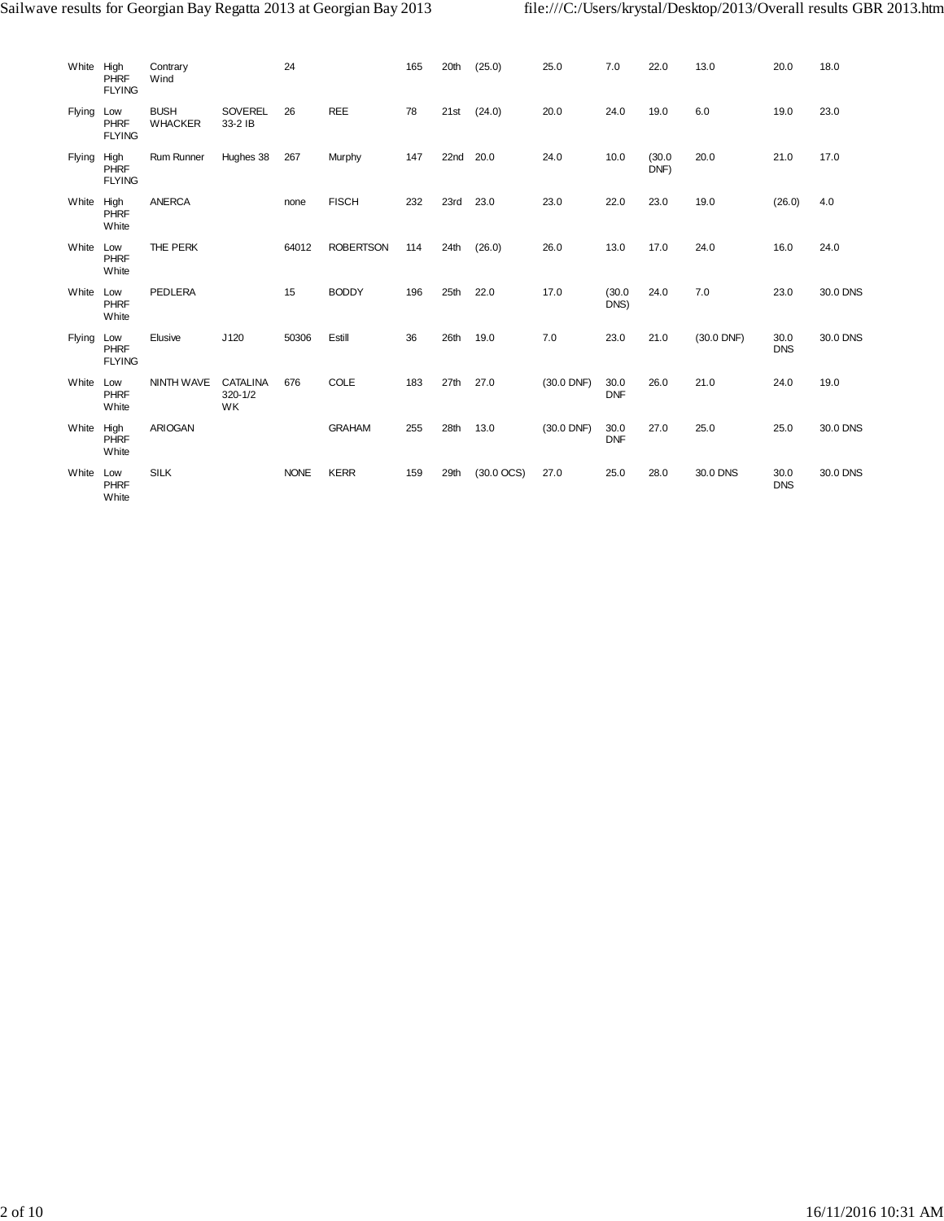| | | | | | | | | | | | | | | |
|---|---|---|---|---|---|---|---|---|---|---|---|---|---|---|
| White | High PHRF FLYING | Contrary Wind | | 24 | | 165 | 20th | (25.0) | 25.0 | 7.0 | 22.0 | 13.0 | 20.0 | 18.0 |
| Flying | Low PHRF FLYING | BUSH WHACKER | SOVEREL 33-2 IB | 26 | REE | 78 | 21st | (24.0) | 20.0 | 24.0 | 19.0 | 6.0 | 19.0 | 23.0 |
| Flying | High PHRF FLYING | Rum Runner | Hughes 38 | 267 | Murphy | 147 | 22nd | 20.0 | 24.0 | 10.0 | (30.0 DNF) | 20.0 | 21.0 | 17.0 |
| White | High PHRF White | ANERCA | | none | FISCH | 232 | 23rd | 23.0 | 23.0 | 22.0 | 23.0 | 19.0 | (26.0) | 4.0 |
| White | Low PHRF White | THE PERK | | 64012 | ROBERTSON | 114 | 24th | (26.0) | 26.0 | 13.0 | 17.0 | 24.0 | 16.0 | 24.0 |
| White | Low PHRF White | PEDLERA | | 15 | BODDY | 196 | 25th | 22.0 | 17.0 | (30.0 DNS) | 24.0 | 7.0 | 23.0 | 30.0 DNS |
| Flying | Low PHRF FLYING | Elusive | J120 | 50306 | Estill | 36 | 26th | 19.0 | 7.0 | 23.0 | 21.0 | (30.0 DNF) | 30.0 DNS | 30.0 DNS |
| White | Low PHRF White | NINTH WAVE | CATALINA 320-1/2 WK | 676 | COLE | 183 | 27th | 27.0 | (30.0 DNF) | 30.0 DNF | 26.0 | 21.0 | 24.0 | 19.0 |
| White | High PHRF White | ARIOGAN | | | GRAHAM | 255 | 28th | 13.0 | (30.0 DNF) | 30.0 DNF | 27.0 | 25.0 | 25.0 | 30.0 DNS |
| White | Low PHRF White | SILK | | NONE | KERR | 159 | 29th | (30.0 OCS) | 27.0 | 25.0 | 28.0 | 30.0 DNS | 30.0 DNS | 30.0 DNS |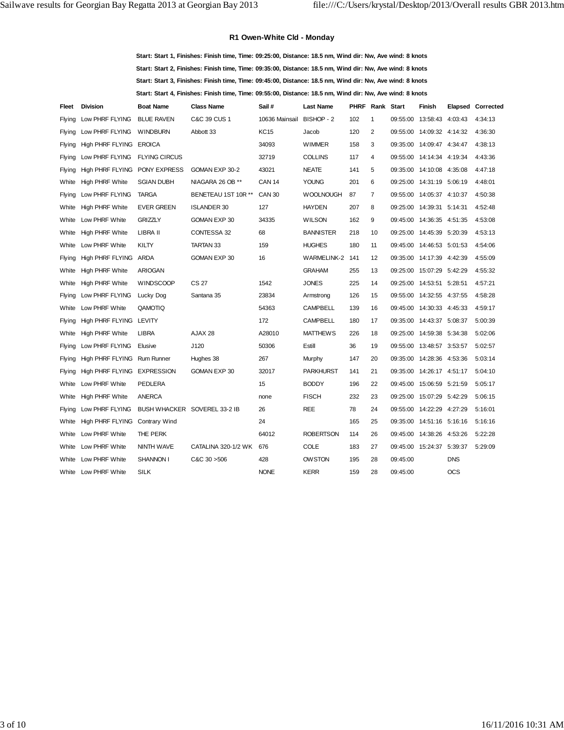### R1 Owen-White Cld - Monday

**Start: Start 1, Finishes: Finish time, Time: 09:25:00, Distance: 18.5 nm, Wind dir: Nw, Ave wind: 8 knots**

**Start: Start 2, Finishes: Finish time, Time: 09:35:00, Distance: 18.5 nm, Wind dir: Nw, Ave wind: 8 knots**

**Start: Start 3, Finishes: Finish time, Time: 09:45:00, Distance: 18.5 nm, Wind dir: Nw, Ave wind: 8 knots**

**Start: Start 4, Finishes: Finish time, Time: 09:55:00, Distance: 18.5 nm, Wind dir: Nw, Ave wind: 8 knots**

| Fleet | Division | Boat Name | Class Name | Sail # | Last Name | PHRF | Rank | Start | Finish | Elapsed | Corrected |
|---|---|---|---|---|---|---|---|---|---|---|---|
| Flying | Low PHRF FLYING | BLUE RAVEN | C&C 39 CUS 1 | 10636 Mainsail | BISHOP - 2 | 102 | 1 | 09:55:00 | 13:58:43 | 4:03:43 | 4:34:13 |
| Flying | Low PHRF FLYING | WINDBURN | Abbott 33 | KC15 | Jacob | 120 | 2 | 09:55:00 | 14:09:32 | 4:14:32 | 4:36:30 |
| Flying | High PHRF FLYING | EROICA | | 34093 | WIMMER | 158 | 3 | 09:35:00 | 14:09:47 | 4:34:47 | 4:38:13 |
| Flying | Low PHRF FLYING | FLYING CIRCUS | | 32719 | COLLINS | 117 | 4 | 09:55:00 | 14:14:34 | 4:19:34 | 4:43:36 |
| Flying | High PHRF FLYING | PONY EXPRESS | GOMAN EXP 30-2 | 43021 | NEATE | 141 | 5 | 09:35:00 | 14:10:08 | 4:35:08 | 4:47:18 |
| White | High PHRF White | SGIAN DUBH | NIAGARA 26 OB ** | CAN 14 | YOUNG | 201 | 6 | 09:25:00 | 14:31:19 | 5:06:19 | 4:48:01 |
| Flying | Low PHRF FLYING | TARGA | BENETEAU 1ST 10R ** | CAN 30 | WOOLNOUGH | 87 | 7 | 09:55:00 | 14:05:37 | 4:10:37 | 4:50:38 |
| White | High PHRF White | EVER GREEN | ISLANDER 30 | 127 | HAYDEN | 207 | 8 | 09:25:00 | 14:39:31 | 5:14:31 | 4:52:48 |
| White | Low PHRF White | GRIZZLY | GOMAN EXP 30 | 34335 | WILSON | 162 | 9 | 09:45:00 | 14:36:35 | 4:51:35 | 4:53:08 |
| White | High PHRF White | LIBRA II | CONTESSA 32 | 68 | BANNISTER | 218 | 10 | 09:25:00 | 14:45:39 | 5:20:39 | 4:53:13 |
| White | Low PHRF White | KILTY | TARTAN 33 | 159 | HUGHES | 180 | 11 | 09:45:00 | 14:46:53 | 5:01:53 | 4:54:06 |
| Flying | High PHRF FLYING | ARDA | GOMAN EXP 30 | 16 | WARMELINK-2 | 141 | 12 | 09:35:00 | 14:17:39 | 4:42:39 | 4:55:09 |
| White | High PHRF White | ARIOGAN | | | GRAHAM | 255 | 13 | 09:25:00 | 15:07:29 | 5:42:29 | 4:55:32 |
| White | High PHRF White | WINDSCOOP | CS 27 | 1542 | JONES | 225 | 14 | 09:25:00 | 14:53:51 | 5:28:51 | 4:57:21 |
| Flying | Low PHRF FLYING | Lucky Dog | Santana 35 | 23834 | Armstrong | 126 | 15 | 09:55:00 | 14:32:55 | 4:37:55 | 4:58:28 |
| White | Low PHRF White | QAMOTIQ | | 54363 | CAMPBELL | 139 | 16 | 09:45:00 | 14:30:33 | 4:45:33 | 4:59:17 |
| Flying | High PHRF FLYING | LEVITY | | 172 | CAMPBELL | 180 | 17 | 09:35:00 | 14:43:37 | 5:08:37 | 5:00:39 |
| White | High PHRF White | LIBRA | AJAX 28 | A28010 | MATTHEWS | 226 | 18 | 09:25:00 | 14:59:38 | 5:34:38 | 5:02:06 |
| Flying | Low PHRF FLYING | Elusive | J120 | 50306 | Estill | 36 | 19 | 09:55:00 | 13:48:57 | 3:53:57 | 5:02:57 |
| Flying | High PHRF FLYING | Rum Runner | Hughes 38 | 267 | Murphy | 147 | 20 | 09:35:00 | 14:28:36 | 4:53:36 | 5:03:14 |
| Flying | High PHRF FLYING | EXPRESSION | GOMAN EXP 30 | 32017 | PARKHURST | 141 | 21 | 09:35:00 | 14:26:17 | 4:51:17 | 5:04:10 |
| White | Low PHRF White | PEDLERA | | 15 | BODDY | 196 | 22 | 09:45:00 | 15:06:59 | 5:21:59 | 5:05:17 |
| White | High PHRF White | ANERCA | | none | FISCH | 232 | 23 | 09:25:00 | 15:07:29 | 5:42:29 | 5:06:15 |
| Flying | Low PHRF FLYING | BUSH WHACKER | SOVEREL 33-2 IB | 26 | REE | 78 | 24 | 09:55:00 | 14:22:29 | 4:27:29 | 5:16:01 |
| White | High PHRF FLYING | Contrary Wind | | 24 | | 165 | 25 | 09:35:00 | 14:51:16 | 5:16:16 | 5:16:16 |
| White | Low PHRF White | THE PERK | | 64012 | ROBERTSON | 114 | 26 | 09:45:00 | 14:38:26 | 4:53:26 | 5:22:28 |
| White | Low PHRF White | NINTH WAVE | CATALINA 320-1/2 WK | 676 | COLE | 183 | 27 | 09:45:00 | 15:24:37 | 5:39:37 | 5:29:09 |
| White | Low PHRF White | SHANNON I | C&C 30 >506 | 428 | OWSTON | 195 | 28 | 09:45:00 | | DNS | |
| White | Low PHRF White | SILK | | NONE | KERR | 159 | 28 | 09:45:00 | | OCS | |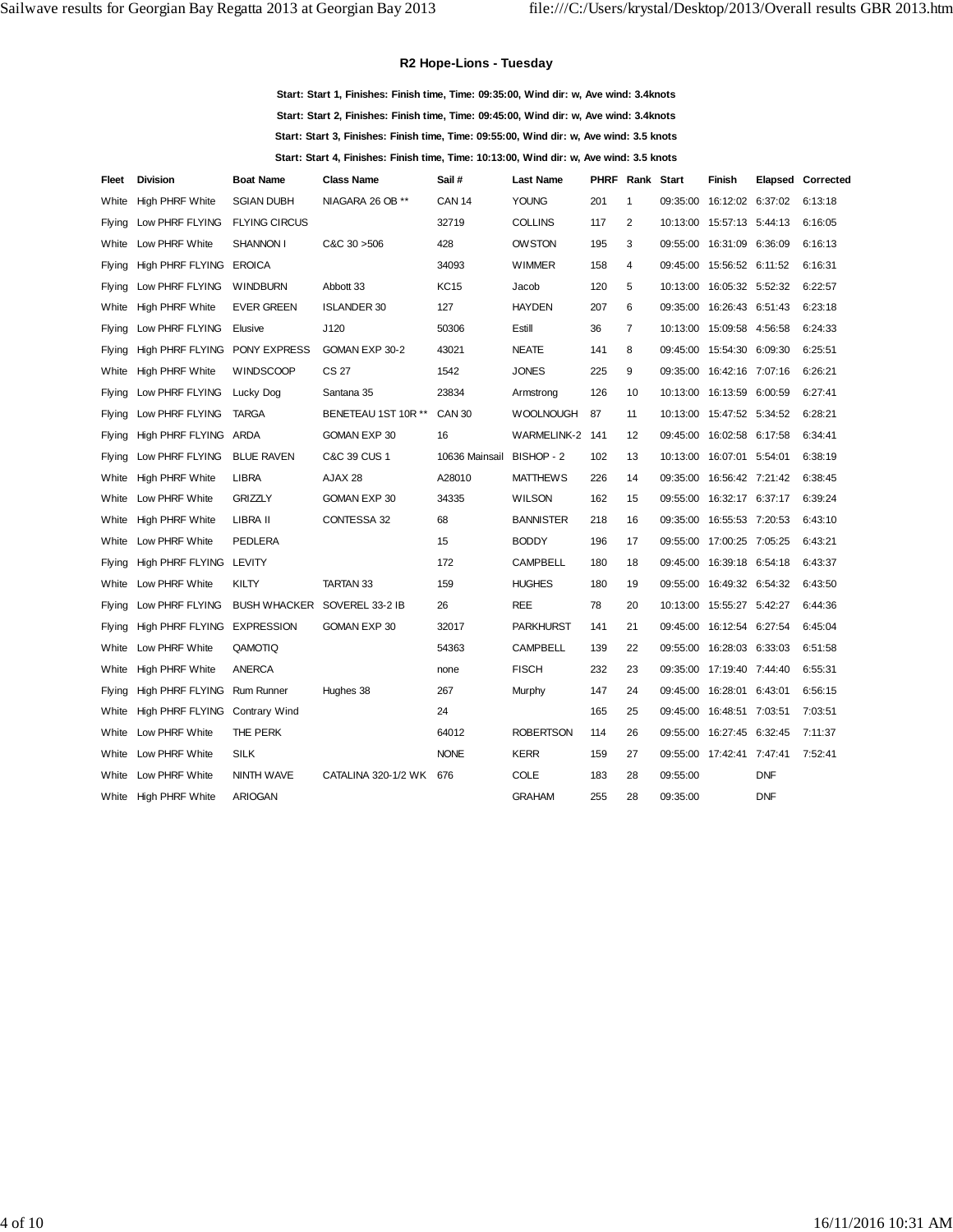### R2 Hope-Lions - Tuesday

**Start: Start 1, Finishes: Finish time, Time: 09:35:00, Wind dir: w, Ave wind: 3.4knots**

**Start: Start 2, Finishes: Finish time, Time: 09:45:00, Wind dir: w, Ave wind: 3.4knots**

**Start: Start 3, Finishes: Finish time, Time: 09:55:00, Wind dir: w, Ave wind: 3.5 knots**

**Start: Start 4, Finishes: Finish time, Time: 10:13:00, Wind dir: w, Ave wind: 3.5 knots**

| Fleet | Division | Boat Name | Class Name | Sail # | Last Name | PHRF | Rank | Start | Finish | Elapsed | Corrected |
|---|---|---|---|---|---|---|---|---|---|---|---|
| White | High PHRF White | SGIAN DUBH | NIAGARA 26 OB ** | CAN 14 | YOUNG | 201 | 1 | 09:35:00 | 16:12:02 | 6:37:02 | 6:13:18 |
| Flying | Low PHRF FLYING | FLYING CIRCUS | | 32719 | COLLINS | 117 | 2 | 10:13:00 | 15:57:13 | 5:44:13 | 6:16:05 |
| White | Low PHRF White | SHANNON I | C&C 30 >506 | 428 | OWSTON | 195 | 3 | 09:55:00 | 16:31:09 | 6:36:09 | 6:16:13 |
| Flying | High PHRF FLYING | EROICA | | 34093 | WIMMER | 158 | 4 | 09:45:00 | 15:56:52 | 6:11:52 | 6:16:31 |
| Flying | Low PHRF FLYING | WINDBURN | Abbott 33 | KC15 | Jacob | 120 | 5 | 10:13:00 | 16:05:32 | 5:52:32 | 6:22:57 |
| White | High PHRF White | EVER GREEN | ISLANDER 30 | 127 | HAYDEN | 207 | 6 | 09:35:00 | 16:26:43 | 6:51:43 | 6:23:18 |
| Flying | Low PHRF FLYING | Elusive | J120 | 50306 | Estill | 36 | 7 | 10:13:00 | 15:09:58 | 4:56:58 | 6:24:33 |
| Flying | High PHRF FLYING | PONY EXPRESS | GOMAN EXP 30-2 | 43021 | NEATE | 141 | 8 | 09:45:00 | 15:54:30 | 6:09:30 | 6:25:51 |
| White | High PHRF White | WINDSCOOP | CS 27 | 1542 | JONES | 225 | 9 | 09:35:00 | 16:42:16 | 7:07:16 | 6:26:21 |
| Flying | Low PHRF FLYING | Lucky Dog | Santana 35 | 23834 | Armstrong | 126 | 10 | 10:13:00 | 16:13:59 | 6:00:59 | 6:27:41 |
| Flying | Low PHRF FLYING | TARGA | BENETEAU 1ST 10R ** | CAN 30 | WOOLNOUGH | 87 | 11 | 10:13:00 | 15:47:52 | 5:34:52 | 6:28:21 |
| Flying | High PHRF FLYING | ARDA | GOMAN EXP 30 | 16 | WARMELINK-2 | 141 | 12 | 09:45:00 | 16:02:58 | 6:17:58 | 6:34:41 |
| Flying | Low PHRF FLYING | BLUE RAVEN | C&C 39 CUS 1 | 10636 Mainsail | BISHOP - 2 | 102 | 13 | 10:13:00 | 16:07:01 | 5:54:01 | 6:38:19 |
| White | High PHRF White | LIBRA | AJAX 28 | A28010 | MATTHEWS | 226 | 14 | 09:35:00 | 16:56:42 | 7:21:42 | 6:38:45 |
| White | Low PHRF White | GRIZZLY | GOMAN EXP 30 | 34335 | WILSON | 162 | 15 | 09:55:00 | 16:32:17 | 6:37:17 | 6:39:24 |
| White | High PHRF White | LIBRA II | CONTESSA 32 | 68 | BANNISTER | 218 | 16 | 09:35:00 | 16:55:53 | 7:20:53 | 6:43:10 |
| White | Low PHRF White | PEDLERA | | 15 | BODDY | 196 | 17 | 09:55:00 | 17:00:25 | 7:05:25 | 6:43:21 |
| Flying | High PHRF FLYING | LEVITY | | 172 | CAMPBELL | 180 | 18 | 09:45:00 | 16:39:18 | 6:54:18 | 6:43:37 |
| White | Low PHRF White | KILTY | TARTAN 33 | 159 | HUGHES | 180 | 19 | 09:55:00 | 16:49:32 | 6:54:32 | 6:43:50 |
| Flying | Low PHRF FLYING | BUSH WHACKER | SOVEREL 33-2 IB | 26 | REE | 78 | 20 | 10:13:00 | 15:55:27 | 5:42:27 | 6:44:36 |
| Flying | High PHRF FLYING | EXPRESSION | GOMAN EXP 30 | 32017 | PARKHURST | 141 | 21 | 09:45:00 | 16:12:54 | 6:27:54 | 6:45:04 |
| White | Low PHRF White | QAMOTIQ | | 54363 | CAMPBELL | 139 | 22 | 09:55:00 | 16:28:03 | 6:33:03 | 6:51:58 |
| White | High PHRF White | ANERCA | | none | FISCH | 232 | 23 | 09:35:00 | 17:19:40 | 7:44:40 | 6:55:31 |
| Flying | High PHRF FLYING | Rum Runner | Hughes 38 | 267 | Murphy | 147 | 24 | 09:45:00 | 16:28:01 | 6:43:01 | 6:56:15 |
| White | High PHRF FLYING | Contrary Wind | | 24 | | 165 | 25 | 09:45:00 | 16:48:51 | 7:03:51 | 7:03:51 |
| White | Low PHRF White | THE PERK | | 64012 | ROBERTSON | 114 | 26 | 09:55:00 | 16:27:45 | 6:32:45 | 7:11:37 |
| White | Low PHRF White | SILK | | NONE | KERR | 159 | 27 | 09:55:00 | 17:42:41 | 7:47:41 | 7:52:41 |
| White | Low PHRF White | NINTH WAVE | CATALINA 320-1/2 WK | 676 | COLE | 183 | 28 | 09:55:00 | | DNF | |
| White | High PHRF White | ARIOGAN | | | GRAHAM | 255 | 28 | 09:35:00 | | DNF | |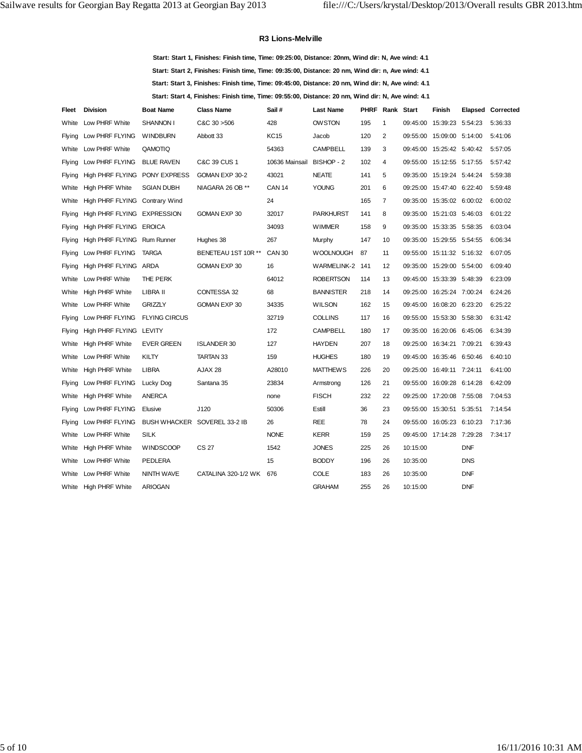### R3 Lions-Melville

**Start: Start 1, Finishes: Finish time, Time: 09:25:00, Distance: 20nm, Wind dir: N, Ave wind: 4.1**

**Start: Start 2, Finishes: Finish time, Time: 09:35:00, Distance: 20 nm, Wind dir: n, Ave wind: 4.1**

**Start: Start 3, Finishes: Finish time, Time: 09:45:00, Distance: 20 nm, Wind dir: N, Ave wind: 4.1**

**Start: Start 4, Finishes: Finish time, Time: 09:55:00, Distance: 20 nm, Wind dir: N, Ave wind: 4.1**

| Fleet | Division | Boat Name | Class Name | Sail # | Last Name | PHRF | Rank | Start | Finish | Elapsed | Corrected |
|---|---|---|---|---|---|---|---|---|---|---|---|
| White | Low PHRF White | SHANNON I | C&C 30 >506 | 428 | OWSTON | 195 | 1 | 09:45:00 | 15:39:23 | 5:54:23 | 5:36:33 |
| Flying | Low PHRF FLYING | WINDBURN | Abbott 33 | KC15 | Jacob | 120 | 2 | 09:55:00 | 15:09:00 | 5:14:00 | 5:41:06 |
| White | Low PHRF White | QAMOTIQ | | 54363 | CAMPBELL | 139 | 3 | 09:45:00 | 15:25:42 | 5:40:42 | 5:57:05 |
| Flying | Low PHRF FLYING | BLUE RAVEN | C&C 39 CUS 1 | 10636 Mainsail | BISHOP - 2 | 102 | 4 | 09:55:00 | 15:12:55 | 5:17:55 | 5:57:42 |
| Flying | High PHRF FLYING | PONY EXPRESS | GOMAN EXP 30-2 | 43021 | NEATE | 141 | 5 | 09:35:00 | 15:19:24 | 5:44:24 | 5:59:38 |
| White | High PHRF White | SGIAN DUBH | NIAGARA 26 OB ** | CAN 14 | YOUNG | 201 | 6 | 09:25:00 | 15:47:40 | 6:22:40 | 5:59:48 |
| White | High PHRF FLYING | Contrary Wind | | 24 | | 165 | 7 | 09:35:00 | 15:35:02 | 6:00:02 | 6:00:02 |
| Flying | High PHRF FLYING | EXPRESSION | GOMAN EXP 30 | 32017 | PARKHURST | 141 | 8 | 09:35:00 | 15:21:03 | 5:46:03 | 6:01:22 |
| Flying | High PHRF FLYING | EROICA | | 34093 | WIMMER | 158 | 9 | 09:35:00 | 15:33:35 | 5:58:35 | 6:03:04 |
| Flying | High PHRF FLYING | Rum Runner | Hughes 38 | 267 | Murphy | 147 | 10 | 09:35:00 | 15:29:55 | 5:54:55 | 6:06:34 |
| Flying | Low PHRF FLYING | TARGA | BENETEAU 1ST 10R ** | CAN 30 | WOOLNOUGH | 87 | 11 | 09:55:00 | 15:11:32 | 5:16:32 | 6:07:05 |
| Flying | High PHRF FLYING | ARDA | GOMAN EXP 30 | 16 | WARMELINK-2 | 141 | 12 | 09:35:00 | 15:29:00 | 5:54:00 | 6:09:40 |
| White | Low PHRF White | THE PERK | | 64012 | ROBERTSON | 114 | 13 | 09:45:00 | 15:33:39 | 5:48:39 | 6:23:09 |
| White | High PHRF White | LIBRA II | CONTESSA 32 | 68 | BANNISTER | 218 | 14 | 09:25:00 | 16:25:24 | 7:00:24 | 6:24:26 |
| White | Low PHRF White | GRIZZLY | GOMAN EXP 30 | 34335 | WILSON | 162 | 15 | 09:45:00 | 16:08:20 | 6:23:20 | 6:25:22 |
| Flying | Low PHRF FLYING | FLYING CIRCUS | | 32719 | COLLINS | 117 | 16 | 09:55:00 | 15:53:30 | 5:58:30 | 6:31:42 |
| Flying | High PHRF FLYING | LEVITY | | 172 | CAMPBELL | 180 | 17 | 09:35:00 | 16:20:06 | 6:45:06 | 6:34:39 |
| White | High PHRF White | EVER GREEN | ISLANDER 30 | 127 | HAYDEN | 207 | 18 | 09:25:00 | 16:34:21 | 7:09:21 | 6:39:43 |
| White | Low PHRF White | KILTY | TARTAN 33 | 159 | HUGHES | 180 | 19 | 09:45:00 | 16:35:46 | 6:50:46 | 6:40:10 |
| White | High PHRF White | LIBRA | AJAX 28 | A28010 | MATTHEWS | 226 | 20 | 09:25:00 | 16:49:11 | 7:24:11 | 6:41:00 |
| Flying | Low PHRF FLYING | Lucky Dog | Santana 35 | 23834 | Armstrong | 126 | 21 | 09:55:00 | 16:09:28 | 6:14:28 | 6:42:09 |
| White | High PHRF White | ANERCA | | none | FISCH | 232 | 22 | 09:25:00 | 17:20:08 | 7:55:08 | 7:04:53 |
| Flying | Low PHRF FLYING | Elusive | J120 | 50306 | Estill | 36 | 23 | 09:55:00 | 15:30:51 | 5:35:51 | 7:14:54 |
| Flying | Low PHRF FLYING | BUSH WHACKER | SOVEREL 33-2 IB | 26 | REE | 78 | 24 | 09:55:00 | 16:05:23 | 6:10:23 | 7:17:36 |
| White | Low PHRF White | SILK | | NONE | KERR | 159 | 25 | 09:45:00 | 17:14:28 | 7:29:28 | 7:34:17 |
| White | High PHRF White | WINDSCOOP | CS 27 | 1542 | JONES | 225 | 26 | 10:15:00 | | DNF | |
| White | Low PHRF White | PEDLERA | | 15 | BODDY | 196 | 26 | 10:35:00 | | DNS | |
| White | Low PHRF White | NINTH WAVE | CATALINA 320-1/2 WK | 676 | COLE | 183 | 26 | 10:35:00 | | DNF | |
| White | High PHRF White | ARIOGAN | | | GRAHAM | 255 | 26 | 10:15:00 | | DNF | |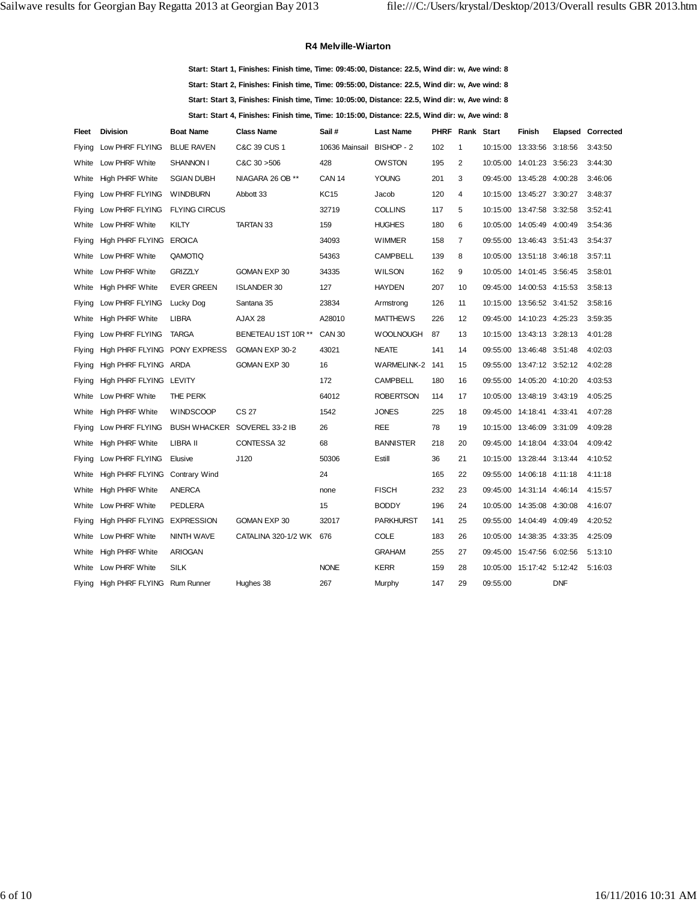### R4 Melville-Wiarton

**Start: Start 1, Finishes: Finish time, Time: 09:45:00, Distance: 22.5, Wind dir: w, Ave wind: 8**

**Start: Start 2, Finishes: Finish time, Time: 09:55:00, Distance: 22.5, Wind dir: w, Ave wind: 8**

**Start: Start 3, Finishes: Finish time, Time: 10:05:00, Distance: 22.5, Wind dir: w, Ave wind: 8**

**Start: Start 4, Finishes: Finish time, Time: 10:15:00, Distance: 22.5, Wind dir: w, Ave wind: 8**

| Fleet | Division | Boat Name | Class Name | Sail # | Last Name | PHRF | Rank | Start | Finish | Elapsed | Corrected |
|---|---|---|---|---|---|---|---|---|---|---|---|
| Flying | Low PHRF FLYING | BLUE RAVEN | C&C 39 CUS 1 | 10636 Mainsail | BISHOP - 2 | 102 | 1 | 10:15:00 | 13:33:56 | 3:18:56 | 3:43:50 |
| White | Low PHRF White | SHANNON I | C&C 30 >506 | 428 | OWSTON | 195 | 2 | 10:05:00 | 14:01:23 | 3:56:23 | 3:44:30 |
| White | High PHRF White | SGIAN DUBH | NIAGARA 26 OB ** | CAN 14 | YOUNG | 201 | 3 | 09:45:00 | 13:45:28 | 4:00:28 | 3:46:06 |
| Flying | Low PHRF FLYING | WINDBURN | Abbott 33 | KC15 | Jacob | 120 | 4 | 10:15:00 | 13:45:27 | 3:30:27 | 3:48:37 |
| Flying | Low PHRF FLYING | FLYING CIRCUS | | 32719 | COLLINS | 117 | 5 | 10:15:00 | 13:47:58 | 3:32:58 | 3:52:41 |
| White | Low PHRF White | KILTY | TARTAN 33 | 159 | HUGHES | 180 | 6 | 10:05:00 | 14:05:49 | 4:00:49 | 3:54:36 |
| Flying | High PHRF FLYING | EROICA | | 34093 | WIMMER | 158 | 7 | 09:55:00 | 13:46:43 | 3:51:43 | 3:54:37 |
| White | Low PHRF White | QAMOTIQ | | 54363 | CAMPBELL | 139 | 8 | 10:05:00 | 13:51:18 | 3:46:18 | 3:57:11 |
| White | Low PHRF White | GRIZZLY | GOMAN EXP 30 | 34335 | WILSON | 162 | 9 | 10:05:00 | 14:01:45 | 3:56:45 | 3:58:01 |
| White | High PHRF White | EVER GREEN | ISLANDER 30 | 127 | HAYDEN | 207 | 10 | 09:45:00 | 14:00:53 | 4:15:53 | 3:58:13 |
| Flying | Low PHRF FLYING | Lucky Dog | Santana 35 | 23834 | Armstrong | 126 | 11 | 10:15:00 | 13:56:52 | 3:41:52 | 3:58:16 |
| White | High PHRF White | LIBRA | AJAX 28 | A28010 | MATTHEWS | 226 | 12 | 09:45:00 | 14:10:23 | 4:25:23 | 3:59:35 |
| Flying | Low PHRF FLYING | TARGA | BENETEAU 1ST 10R ** | CAN 30 | WOOLNOUGH | 87 | 13 | 10:15:00 | 13:43:13 | 3:28:13 | 4:01:28 |
| Flying | High PHRF FLYING | PONY EXPRESS | GOMAN EXP 30-2 | 43021 | NEATE | 141 | 14 | 09:55:00 | 13:46:48 | 3:51:48 | 4:02:03 |
| Flying | High PHRF FLYING | ARDA | GOMAN EXP 30 | 16 | WARMELINK-2 | 141 | 15 | 09:55:00 | 13:47:12 | 3:52:12 | 4:02:28 |
| Flying | High PHRF FLYING | LEVITY | | 172 | CAMPBELL | 180 | 16 | 09:55:00 | 14:05:20 | 4:10:20 | 4:03:53 |
| White | Low PHRF White | THE PERK | | 64012 | ROBERTSON | 114 | 17 | 10:05:00 | 13:48:19 | 3:43:19 | 4:05:25 |
| White | High PHRF White | WINDSCOOP | CS 27 | 1542 | JONES | 225 | 18 | 09:45:00 | 14:18:41 | 4:33:41 | 4:07:28 |
| Flying | Low PHRF FLYING | BUSH WHACKER | SOVEREL 33-2 IB | 26 | REE | 78 | 19 | 10:15:00 | 13:46:09 | 3:31:09 | 4:09:28 |
| White | High PHRF White | LIBRA II | CONTESSA 32 | 68 | BANNISTER | 218 | 20 | 09:45:00 | 14:18:04 | 4:33:04 | 4:09:42 |
| Flying | Low PHRF FLYING | Elusive | J120 | 50306 | Estill | 36 | 21 | 10:15:00 | 13:28:44 | 3:13:44 | 4:10:52 |
| White | High PHRF FLYING | Contrary Wind | | 24 | | 165 | 22 | 09:55:00 | 14:06:18 | 4:11:18 | 4:11:18 |
| White | High PHRF White | ANERCA | | none | FISCH | 232 | 23 | 09:45:00 | 14:31:14 | 4:46:14 | 4:15:57 |
| White | Low PHRF White | PEDLERA | | 15 | BODDY | 196 | 24 | 10:05:00 | 14:35:08 | 4:30:08 | 4:16:07 |
| Flying | High PHRF FLYING | EXPRESSION | GOMAN EXP 30 | 32017 | PARKHURST | 141 | 25 | 09:55:00 | 14:04:49 | 4:09:49 | 4:20:52 |
| White | Low PHRF White | NINTH WAVE | CATALINA 320-1/2 WK | 676 | COLE | 183 | 26 | 10:05:00 | 14:38:35 | 4:33:35 | 4:25:09 |
| White | High PHRF White | ARIOGAN | | | GRAHAM | 255 | 27 | 09:45:00 | 15:47:56 | 6:02:56 | 5:13:10 |
| White | Low PHRF White | SILK | | NONE | KERR | 159 | 28 | 10:05:00 | 15:17:42 | 5:12:42 | 5:16:03 |
| Flying | High PHRF FLYING | Rum Runner | Hughes 38 | 267 | Murphy | 147 | 29 | 09:55:00 | | DNF | |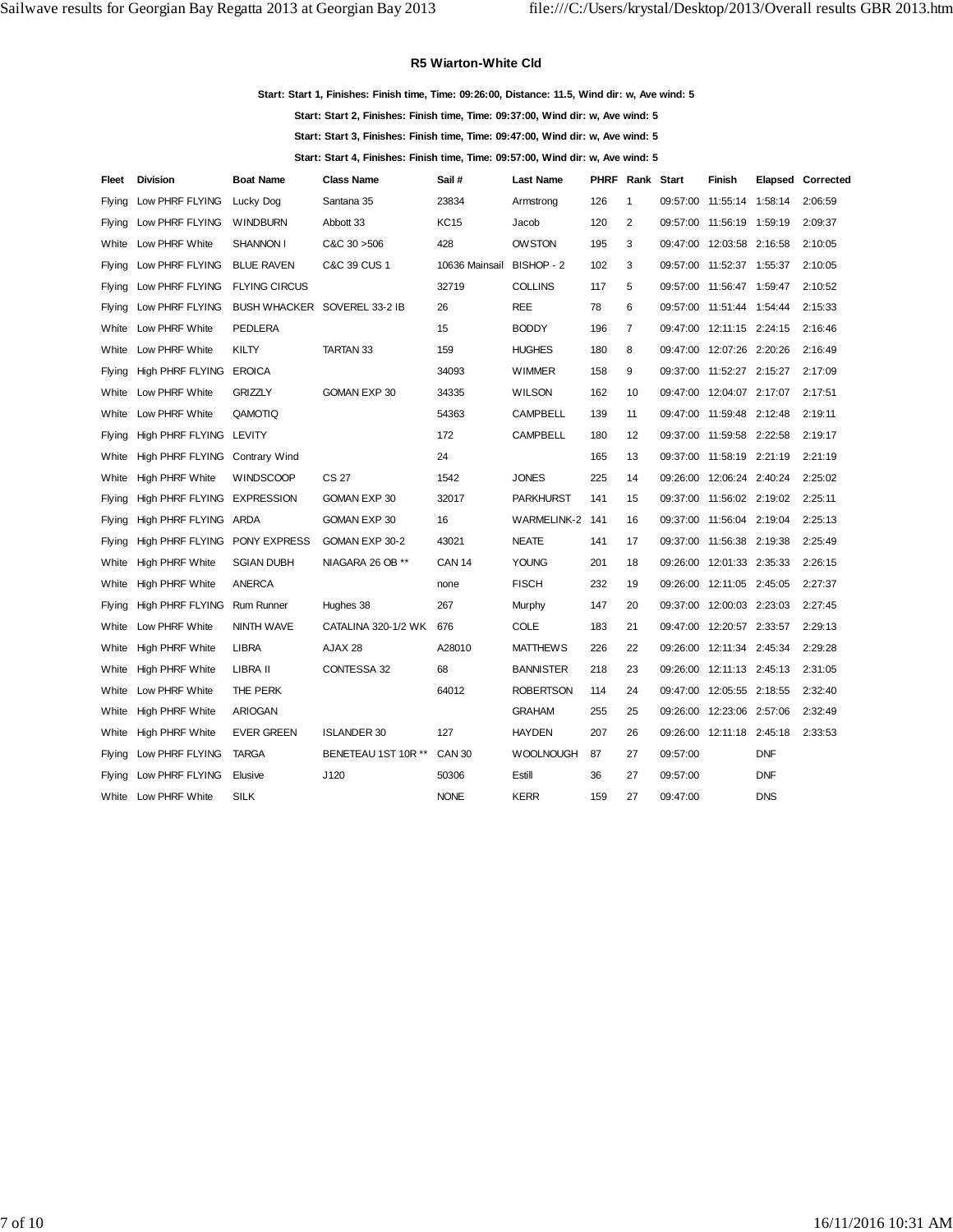### R5 Wiarton-White Cld

**Start: Start 1, Finishes: Finish time, Time: 09:26:00, Distance: 11.5, Wind dir: w, Ave wind: 5**

**Start: Start 2, Finishes: Finish time, Time: 09:37:00, Wind dir: w, Ave wind: 5**

**Start: Start 3, Finishes: Finish time, Time: 09:47:00, Wind dir: w, Ave wind: 5**

**Start: Start 4, Finishes: Finish time, Time: 09:57:00, Wind dir: w, Ave wind: 5**

| Fleet | Division | Boat Name | Class Name | Sail # | Last Name | PHRF | Rank | Start | Finish | Elapsed | Corrected |
|---|---|---|---|---|---|---|---|---|---|---|---|
| Flying | Low PHRF FLYING | Lucky Dog | Santana 35 | 23834 | Armstrong | 126 | 1 | 09:57:00 | 11:55:14 | 1:58:14 | 2:06:59 |
| Flying | Low PHRF FLYING | WINDBURN | Abbott 33 | KC15 | Jacob | 120 | 2 | 09:57:00 | 11:56:19 | 1:59:19 | 2:09:37 |
| White | Low PHRF White | SHANNON I | C&C 30 >506 | 428 | OWSTON | 195 | 3 | 09:47:00 | 12:03:58 | 2:16:58 | 2:10:05 |
| Flying | Low PHRF FLYING | BLUE RAVEN | C&C 39 CUS 1 | 10636 Mainsail | BISHOP - 2 | 102 | 3 | 09:57:00 | 11:52:37 | 1:55:37 | 2:10:05 |
| Flying | Low PHRF FLYING | FLYING CIRCUS | | 32719 | COLLINS | 117 | 5 | 09:57:00 | 11:56:47 | 1:59:47 | 2:10:52 |
| Flying | Low PHRF FLYING | BUSH WHACKER | SOVEREL 33-2 IB | 26 | REE | 78 | 6 | 09:57:00 | 11:51:44 | 1:54:44 | 2:15:33 |
| White | Low PHRF White | PEDLERA | | 15 | BODDY | 196 | 7 | 09:47:00 | 12:11:15 | 2:24:15 | 2:16:46 |
| White | Low PHRF White | KILTY | TARTAN 33 | 159 | HUGHES | 180 | 8 | 09:47:00 | 12:07:26 | 2:20:26 | 2:16:49 |
| Flying | High PHRF FLYING | EROICA | | 34093 | WIMMER | 158 | 9 | 09:37:00 | 11:52:27 | 2:15:27 | 2:17:09 |
| White | Low PHRF White | GRIZZLY | GOMAN EXP 30 | 34335 | WILSON | 162 | 10 | 09:47:00 | 12:04:07 | 2:17:07 | 2:17:51 |
| White | Low PHRF White | QAMOTIQ | | 54363 | CAMPBELL | 139 | 11 | 09:47:00 | 11:59:48 | 2:12:48 | 2:19:11 |
| Flying | High PHRF FLYING | LEVITY | | 172 | CAMPBELL | 180 | 12 | 09:37:00 | 11:59:58 | 2:22:58 | 2:19:17 |
| White | High PHRF FLYING | Contrary Wind | | 24 | | 165 | 13 | 09:37:00 | 11:58:19 | 2:21:19 | 2:21:19 |
| White | High PHRF White | WINDSCOOP | CS 27 | 1542 | JONES | 225 | 14 | 09:26:00 | 12:06:24 | 2:40:24 | 2:25:02 |
| Flying | High PHRF FLYING | EXPRESSION | GOMAN EXP 30 | 32017 | PARKHURST | 141 | 15 | 09:37:00 | 11:56:02 | 2:19:02 | 2:25:11 |
| Flying | High PHRF FLYING | ARDA | GOMAN EXP 30 | 16 | WARMELINK-2 | 141 | 16 | 09:37:00 | 11:56:04 | 2:19:04 | 2:25:13 |
| Flying | High PHRF FLYING | PONY EXPRESS | GOMAN EXP 30-2 | 43021 | NEATE | 141 | 17 | 09:37:00 | 11:56:38 | 2:19:38 | 2:25:49 |
| White | High PHRF White | SGIAN DUBH | NIAGARA 26 OB ** | CAN 14 | YOUNG | 201 | 18 | 09:26:00 | 12:01:33 | 2:35:33 | 2:26:15 |
| White | High PHRF White | ANERCA | | none | FISCH | 232 | 19 | 09:26:00 | 12:11:05 | 2:45:05 | 2:27:37 |
| Flying | High PHRF FLYING | Rum Runner | Hughes 38 | 267 | Murphy | 147 | 20 | 09:37:00 | 12:00:03 | 2:23:03 | 2:27:45 |
| White | Low PHRF White | NINTH WAVE | CATALINA 320-1/2 WK | 676 | COLE | 183 | 21 | 09:47:00 | 12:20:57 | 2:33:57 | 2:29:13 |
| White | High PHRF White | LIBRA | AJAX 28 | A28010 | MATTHEWS | 226 | 22 | 09:26:00 | 12:11:34 | 2:45:34 | 2:29:28 |
| White | High PHRF White | LIBRA II | CONTESSA 32 | 68 | BANNISTER | 218 | 23 | 09:26:00 | 12:11:13 | 2:45:13 | 2:31:05 |
| White | Low PHRF White | THE PERK | | 64012 | ROBERTSON | 114 | 24 | 09:47:00 | 12:05:55 | 2:18:55 | 2:32:40 |
| White | High PHRF White | ARIOGAN | | | GRAHAM | 255 | 25 | 09:26:00 | 12:23:06 | 2:57:06 | 2:32:49 |
| White | High PHRF White | EVER GREEN | ISLANDER 30 | 127 | HAYDEN | 207 | 26 | 09:26:00 | 12:11:18 | 2:45:18 | 2:33:53 |
| Flying | Low PHRF FLYING | TARGA | BENETEAU 1ST 10R ** | CAN 30 | WOOLNOUGH | 87 | 27 | 09:57:00 | | DNF | |
| Flying | Low PHRF FLYING | Elusive | J120 | 50306 | Estill | 36 | 27 | 09:57:00 | | DNF | |
| White | Low PHRF White | SILK | | NONE | KERR | 159 | 27 | 09:47:00 | | DNS | |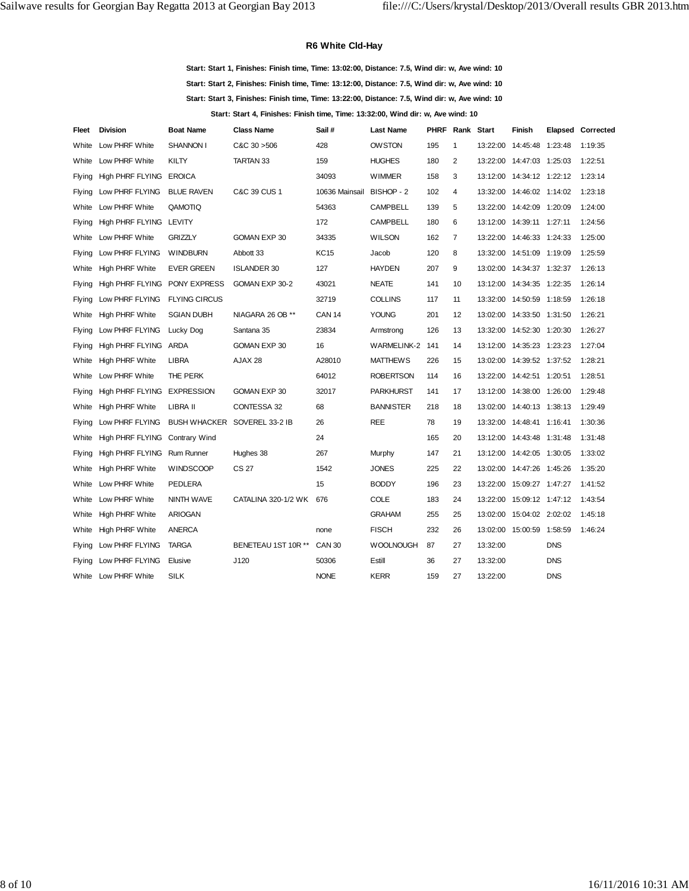### R6 White Cld-Hay

**Start: Start 1, Finishes: Finish time, Time: 13:02:00, Distance: 7.5, Wind dir: w, Ave wind: 10**

**Start: Start 2, Finishes: Finish time, Time: 13:12:00, Distance: 7.5, Wind dir: w, Ave wind: 10**

**Start: Start 3, Finishes: Finish time, Time: 13:22:00, Distance: 7.5, Wind dir: w, Ave wind: 10**

**Start: Start 4, Finishes: Finish time, Time: 13:32:00, Wind dir: w, Ave wind: 10**

| Fleet | Division | Boat Name | Class Name | Sail # | Last Name | PHRF | Rank | Start | Finish | Elapsed | Corrected |
|---|---|---|---|---|---|---|---|---|---|---|---|
| White | Low PHRF White | SHANNON I | C&C 30 >506 | 428 | OWSTON | 195 | 1 | 13:22:00 | 14:45:48 | 1:23:48 | 1:19:35 |
| White | Low PHRF White | KILTY | TARTAN 33 | 159 | HUGHES | 180 | 2 | 13:22:00 | 14:47:03 | 1:25:03 | 1:22:51 |
| Flying | High PHRF FLYING | EROICA | | 34093 | WIMMER | 158 | 3 | 13:12:00 | 14:34:12 | 1:22:12 | 1:23:14 |
| Flying | Low PHRF FLYING | BLUE RAVEN | C&C 39 CUS 1 | 10636 Mainsail | BISHOP - 2 | 102 | 4 | 13:32:00 | 14:46:02 | 1:14:02 | 1:23:18 |
| White | Low PHRF White | QAMOTIQ | | 54363 | CAMPBELL | 139 | 5 | 13:22:00 | 14:42:09 | 1:20:09 | 1:24:00 |
| Flying | High PHRF FLYING | LEVITY | | 172 | CAMPBELL | 180 | 6 | 13:12:00 | 14:39:11 | 1:27:11 | 1:24:56 |
| White | Low PHRF White | GRIZZLY | GOMAN EXP 30 | 34335 | WILSON | 162 | 7 | 13:22:00 | 14:46:33 | 1:24:33 | 1:25:00 |
| Flying | Low PHRF FLYING | WINDBURN | Abbott 33 | KC15 | Jacob | 120 | 8 | 13:32:00 | 14:51:09 | 1:19:09 | 1:25:59 |
| White | High PHRF White | EVER GREEN | ISLANDER 30 | 127 | HAYDEN | 207 | 9 | 13:02:00 | 14:34:37 | 1:32:37 | 1:26:13 |
| Flying | High PHRF FLYING | PONY EXPRESS | GOMAN EXP 30-2 | 43021 | NEATE | 141 | 10 | 13:12:00 | 14:34:35 | 1:22:35 | 1:26:14 |
| Flying | Low PHRF FLYING | FLYING CIRCUS | | 32719 | COLLINS | 117 | 11 | 13:32:00 | 14:50:59 | 1:18:59 | 1:26:18 |
| White | High PHRF White | SGIAN DUBH | NIAGARA 26 OB ** | CAN 14 | YOUNG | 201 | 12 | 13:02:00 | 14:33:50 | 1:31:50 | 1:26:21 |
| Flying | Low PHRF FLYING | Lucky Dog | Santana 35 | 23834 | Armstrong | 126 | 13 | 13:32:00 | 14:52:30 | 1:20:30 | 1:26:27 |
| Flying | High PHRF FLYING | ARDA | GOMAN EXP 30 | 16 | WARMELINK-2 | 141 | 14 | 13:12:00 | 14:35:23 | 1:23:23 | 1:27:04 |
| White | High PHRF White | LIBRA | AJAX 28 | A28010 | MATTHEWS | 226 | 15 | 13:02:00 | 14:39:52 | 1:37:52 | 1:28:21 |
| White | Low PHRF White | THE PERK | | 64012 | ROBERTSON | 114 | 16 | 13:22:00 | 14:42:51 | 1:20:51 | 1:28:51 |
| Flying | High PHRF FLYING | EXPRESSION | GOMAN EXP 30 | 32017 | PARKHURST | 141 | 17 | 13:12:00 | 14:38:00 | 1:26:00 | 1:29:48 |
| White | High PHRF White | LIBRA II | CONTESSA 32 | 68 | BANNISTER | 218 | 18 | 13:02:00 | 14:40:13 | 1:38:13 | 1:29:49 |
| Flying | Low PHRF FLYING | BUSH WHACKER | SOVEREL 33-2 IB | 26 | REE | 78 | 19 | 13:32:00 | 14:48:41 | 1:16:41 | 1:30:36 |
| White | High PHRF FLYING | Contrary Wind | | 24 | | 165 | 20 | 13:12:00 | 14:43:48 | 1:31:48 | 1:31:48 |
| Flying | High PHRF FLYING | Rum Runner | Hughes 38 | 267 | Murphy | 147 | 21 | 13:12:00 | 14:42:05 | 1:30:05 | 1:33:02 |
| White | High PHRF White | WINDSCOOP | CS 27 | 1542 | JONES | 225 | 22 | 13:02:00 | 14:47:26 | 1:45:26 | 1:35:20 |
| White | Low PHRF White | PEDLERA | | 15 | BODDY | 196 | 23 | 13:22:00 | 15:09:27 | 1:47:27 | 1:41:52 |
| White | Low PHRF White | NINTH WAVE | CATALINA 320-1/2 WK | 676 | COLE | 183 | 24 | 13:22:00 | 15:09:12 | 1:47:12 | 1:43:54 |
| White | High PHRF White | ARIOGAN | | | GRAHAM | 255 | 25 | 13:02:00 | 15:04:02 | 2:02:02 | 1:45:18 |
| White | High PHRF White | ANERCA | | none | FISCH | 232 | 26 | 13:02:00 | 15:00:59 | 1:58:59 | 1:46:24 |
| Flying | Low PHRF FLYING | TARGA | BENETEAU 1ST 10R ** | CAN 30 | WOOLNOUGH | 87 | 27 | 13:32:00 | | DNS | |
| Flying | Low PHRF FLYING | Elusive | J120 | 50306 | Estill | 36 | 27 | 13:32:00 | | DNS | |
| White | Low PHRF White | SILK | | NONE | KERR | 159 | 27 | 13:22:00 | | DNS | |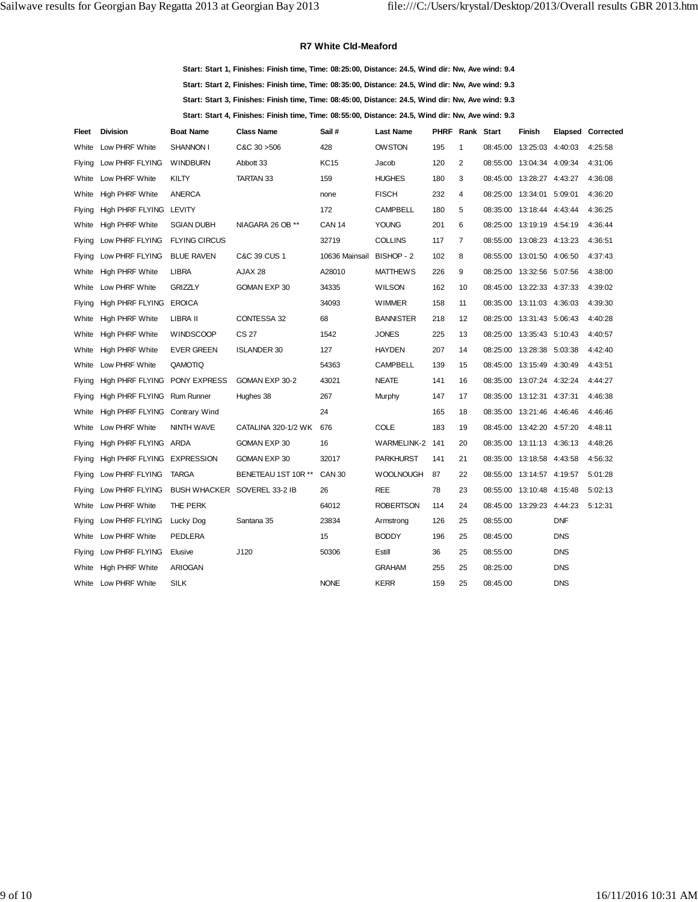## R7 White Cld-Meaford

**Start: Start 1, Finishes: Finish time, Time: 08:25:00, Distance: 24.5, Wind dir: Nw, Ave wind: 9.4**

**Start: Start 2, Finishes: Finish time, Time: 08:35:00, Distance: 24.5, Wind dir: Nw, Ave wind: 9.3**

**Start: Start 3, Finishes: Finish time, Time: 08:45:00, Distance: 24.5, Wind dir: Nw, Ave wind: 9.3**

**Start: Start 4, Finishes: Finish time, Time: 08:55:00, Distance: 24.5, Wind dir: Nw, Ave wind: 9.3**

| Fleet | Division | Boat Name | Class Name | Sail # | Last Name | PHRF | Rank | Start | Finish | Elapsed | Corrected |
|---|---|---|---|---|---|---|---|---|---|---|---|
| White | Low PHRF White | SHANNON I | C&C 30 >506 | 428 | OWSTON | 195 | 1 | 08:45:00 | 13:25:03 | 4:40:03 | 4:25:58 |
| Flying | Low PHRF FLYING | WINDBURN | Abbott 33 | KC15 | Jacob | 120 | 2 | 08:55:00 | 13:04:34 | 4:09:34 | 4:31:06 |
| White | Low PHRF White | KILTY | TARTAN 33 | 159 | HUGHES | 180 | 3 | 08:45:00 | 13:28:27 | 4:43:27 | 4:36:08 |
| White | High PHRF White | ANERCA | | none | FISCH | 232 | 4 | 08:25:00 | 13:34:01 | 5:09:01 | 4:36:20 |
| Flying | High PHRF FLYING | LEVITY | | 172 | CAMPBELL | 180 | 5 | 08:35:00 | 13:18:44 | 4:43:44 | 4:36:25 |
| White | High PHRF White | SGIAN DUBH | NIAGARA 26 OB ** | CAN 14 | YOUNG | 201 | 6 | 08:25:00 | 13:19:19 | 4:54:19 | 4:36:44 |
| Flying | Low PHRF FLYING | FLYING CIRCUS | | 32719 | COLLINS | 117 | 7 | 08:55:00 | 13:08:23 | 4:13:23 | 4:36:51 |
| Flying | Low PHRF FLYING | BLUE RAVEN | C&C 39 CUS 1 | 10636 Mainsail | BISHOP - 2 | 102 | 8 | 08:55:00 | 13:01:50 | 4:06:50 | 4:37:43 |
| White | High PHRF White | LIBRA | AJAX 28 | A28010 | MATTHEWS | 226 | 9 | 08:25:00 | 13:32:56 | 5:07:56 | 4:38:00 |
| White | Low PHRF White | GRIZZLY | GOMAN EXP 30 | 34335 | WILSON | 162 | 10 | 08:45:00 | 13:22:33 | 4:37:33 | 4:39:02 |
| Flying | High PHRF FLYING | EROICA | | 34093 | WIMMER | 158 | 11 | 08:35:00 | 13:11:03 | 4:36:03 | 4:39:30 |
| White | High PHRF White | LIBRA II | CONTESSA 32 | 68 | BANNISTER | 218 | 12 | 08:25:00 | 13:31:43 | 5:06:43 | 4:40:28 |
| White | High PHRF White | WINDSCOOP | CS 27 | 1542 | JONES | 225 | 13 | 08:25:00 | 13:35:43 | 5:10:43 | 4:40:57 |
| White | High PHRF White | EVER GREEN | ISLANDER 30 | 127 | HAYDEN | 207 | 14 | 08:25:00 | 13:28:38 | 5:03:38 | 4:42:40 |
| White | Low PHRF White | QAMOTIQ | | 54363 | CAMPBELL | 139 | 15 | 08:45:00 | 13:15:49 | 4:30:49 | 4:43:51 |
| Flying | High PHRF FLYING | PONY EXPRESS | GOMAN EXP 30-2 | 43021 | NEATE | 141 | 16 | 08:35:00 | 13:07:24 | 4:32:24 | 4:44:27 |
| Flying | High PHRF FLYING | Rum Runner | Hughes 38 | 267 | Murphy | 147 | 17 | 08:35:00 | 13:12:31 | 4:37:31 | 4:46:38 |
| White | High PHRF FLYING | Contrary Wind | | 24 | | 165 | 18 | 08:35:00 | 13:21:46 | 4:46:46 | 4:46:46 |
| White | Low PHRF White | NINTH WAVE | CATALINA 320-1/2 WK | 676 | COLE | 183 | 19 | 08:45:00 | 13:42:20 | 4:57:20 | 4:48:11 |
| Flying | High PHRF FLYING | ARDA | GOMAN EXP 30 | 16 | WARMELINK-2 | 141 | 20 | 08:35:00 | 13:11:13 | 4:36:13 | 4:48:26 |
| Flying | High PHRF FLYING | EXPRESSION | GOMAN EXP 30 | 32017 | PARKHURST | 141 | 21 | 08:35:00 | 13:18:58 | 4:43:58 | 4:56:32 |
| Flying | Low PHRF FLYING | TARGA | BENETEAU 1ST 10R ** | CAN 30 | WOOLNOUGH | 87 | 22 | 08:55:00 | 13:14:57 | 4:19:57 | 5:01:28 |
| Flying | Low PHRF FLYING | BUSH WHACKER | SOVEREL 33-2 IB | 26 | REE | 78 | 23 | 08:55:00 | 13:10:48 | 4:15:48 | 5:02:13 |
| White | Low PHRF White | THE PERK | | 64012 | ROBERTSON | 114 | 24 | 08:45:00 | 13:29:23 | 4:44:23 | 5:12:31 |
| Flying | Low PHRF FLYING | Lucky Dog | Santana 35 | 23834 | Armstrong | 126 | 25 | 08:55:00 | | DNF | |
| White | Low PHRF White | PEDLERA | | 15 | BODDY | 196 | 25 | 08:45:00 | | DNS | |
| Flying | Low PHRF FLYING | Elusive | J120 | 50306 | Estill | 36 | 25 | 08:55:00 | | DNS | |
| White | High PHRF White | ARIOGAN | | | GRAHAM | 255 | 25 | 08:25:00 | | DNS | |
| White | Low PHRF White | SILK | | NONE | KERR | 159 | 25 | 08:45:00 | | DNS | |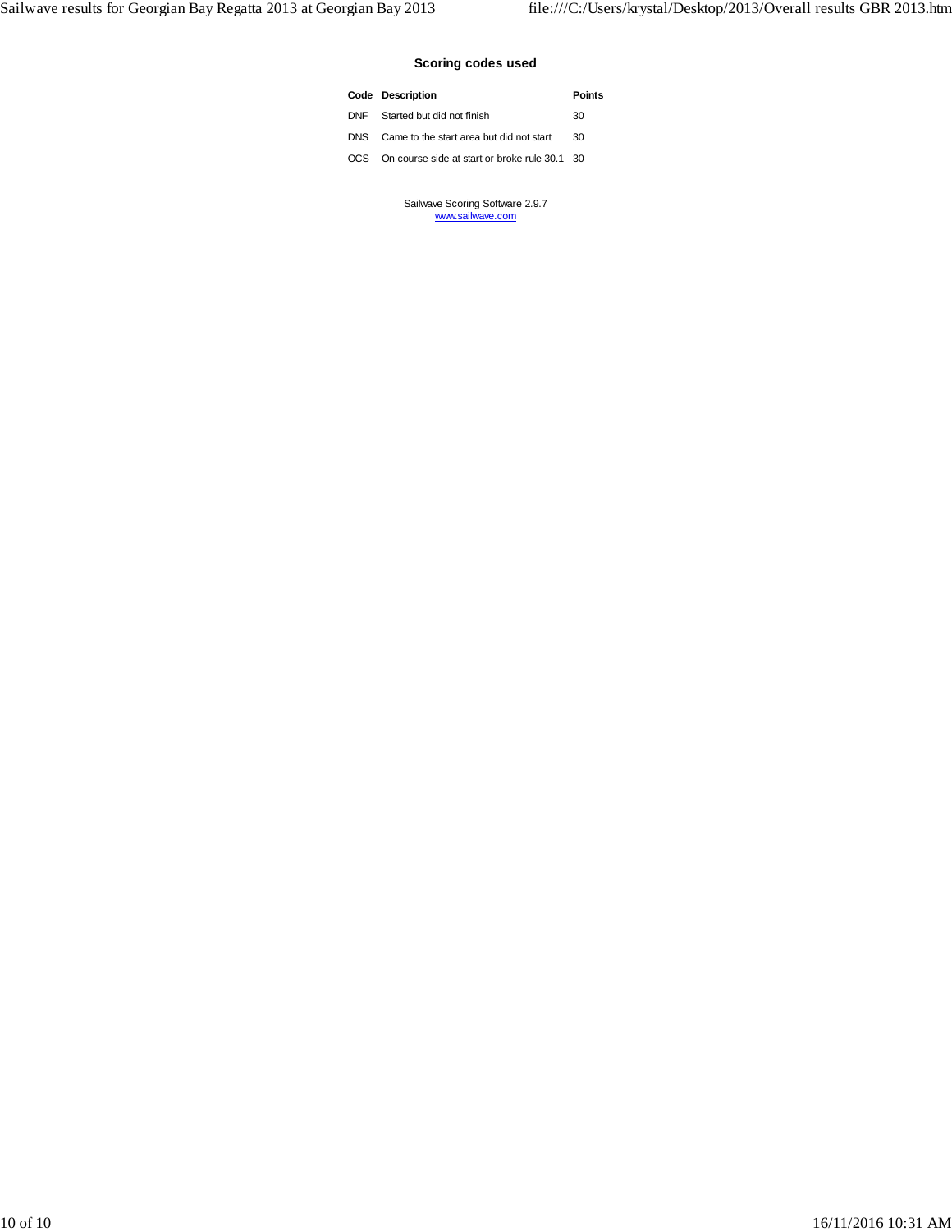### Scoring codes used

| Code | Description | Points |
|---|---|---|
| DNF | Started but did not finish | 30 |
| DNS | Came to the start area but did not start | 30 |
| OCS | On course side at start or broke rule 30.1 | 30 |

Sailwave Scoring Software 2.9.7
www.sailwave.com